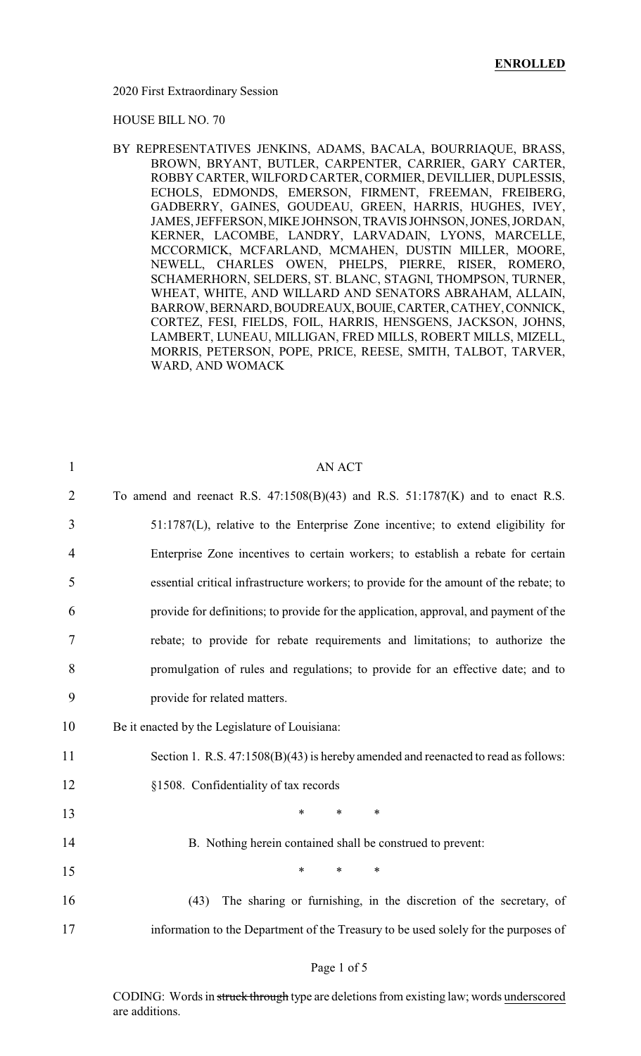**ENROLLED**

2020 First Extraordinary Session

HOUSE BILL NO. 70

BY REPRESENTATIVES JENKINS, ADAMS, BACALA, BOURRIAQUE, BRASS, BROWN, BRYANT, BUTLER, CARPENTER, CARRIER, GARY CARTER, ROBBY CARTER, WILFORD CARTER, CORMIER, DEVILLIER, DUPLESSIS, ECHOLS, EDMONDS, EMERSON, FIRMENT, FREEMAN, FREIBERG, GADBERRY, GAINES, GOUDEAU, GREEN, HARRIS, HUGHES, IVEY, JAMES, JEFFERSON, MIKE JOHNSON, TRAVIS JOHNSON, JONES, JORDAN, KERNER, LACOMBE, LANDRY, LARVADAIN, LYONS, MARCELLE, MCCORMICK, MCFARLAND, MCMAHEN, DUSTIN MILLER, MOORE, NEWELL, CHARLES OWEN, PHELPS, PIERRE, RISER, ROMERO, SCHAMERHORN, SELDERS, ST. BLANC, STAGNI, THOMPSON, TURNER, WHEAT, WHITE, AND WILLARD AND SENATORS ABRAHAM, ALLAIN, BARROW, BERNARD, BOUDREAUX, BOUIE, CARTER, CATHEY, CONNICK, CORTEZ, FESI, FIELDS, FOIL, HARRIS, HENSGENS, JACKSON, JOHNS, LAMBERT, LUNEAU, MILLIGAN, FRED MILLS, ROBERT MILLS, MIZELL, MORRIS, PETERSON, POPE, PRICE, REESE, SMITH, TALBOT, TARVER, WARD, AND WOMACK

1 AN ACT

2 To amend and reenact R.S. 47:1508(B)(43) and R.S. 51:1787(K) and to enact R.S.
3 51:1787(L), relative to the Enterprise Zone incentive; to extend eligibility for
4 Enterprise Zone incentives to certain workers; to establish a rebate for certain
5 essential critical infrastructure workers; to provide for the amount of the rebate; to
6 provide for definitions; to provide for the application, approval, and payment of the
7 rebate; to provide for rebate requirements and limitations; to authorize the
8 promulgation of rules and regulations; to provide for an effective date; and to
9 provide for related matters.

10 Be it enacted by the Legislature of Louisiana:

11 Section 1. R.S. 47:1508(B)(43) is hereby amended and reenacted to read as follows:

12 §1508. Confidentiality of tax records

13 * * *

14 B. Nothing herein contained shall be construed to prevent:

15 * * *

16 (43) The sharing or furnishing, in the discretion of the secretary, of
17 information to the Department of the Treasury to be used solely for the purposes of

CODING: Words in ~~struck through~~ type are deletions from existing law; words underscored are additions.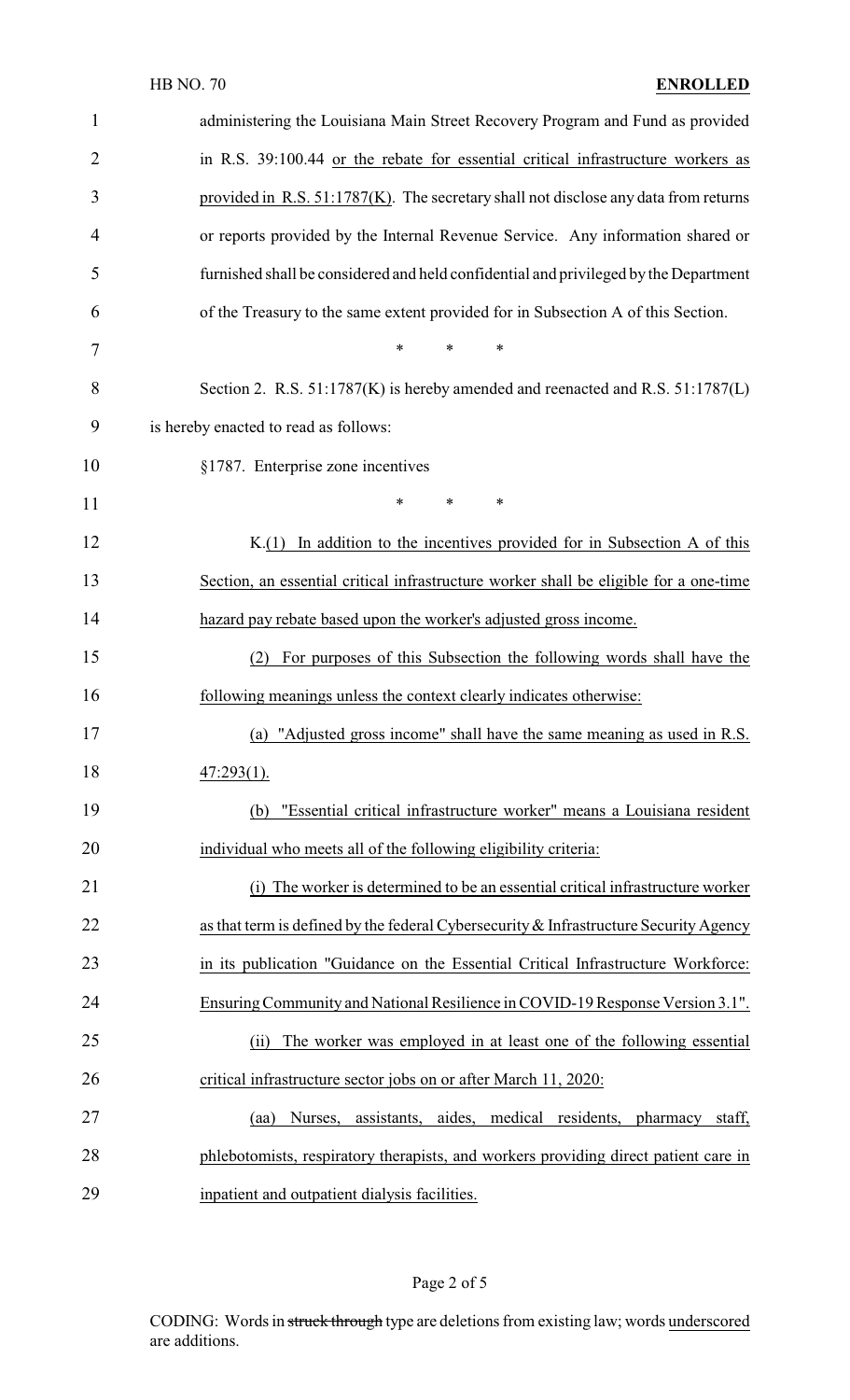administering the Louisiana Main Street Recovery Program and Fund as provided in R.S. 39:100.44 or the rebate for essential critical infrastructure workers as provided in R.S. 51:1787(K). The secretary shall not disclose any data from returns or reports provided by the Internal Revenue Service. Any information shared or furnished shall be considered and held confidential and privileged by the Department of the Treasury to the same extent provided for in Subsection A of this Section.

\* \* \*

Section 2. R.S. 51:1787(K) is hereby amended and reenacted and R.S. 51:1787(L) is hereby enacted to read as follows:

§1787. Enterprise zone incentives

\* \* \*

K.(1) In addition to the incentives provided for in Subsection A of this Section, an essential critical infrastructure worker shall be eligible for a one-time hazard pay rebate based upon the worker's adjusted gross income.

(2) For purposes of this Subsection the following words shall have the following meanings unless the context clearly indicates otherwise:

(a) "Adjusted gross income" shall have the same meaning as used in R.S. 47:293(1).

(b) "Essential critical infrastructure worker" means a Louisiana resident individual who meets all of the following eligibility criteria:

(i) The worker is determined to be an essential critical infrastructure worker as that term is defined by the federal Cybersecurity & Infrastructure Security Agency in its publication "Guidance on the Essential Critical Infrastructure Workforce: Ensuring Community and National Resilience in COVID-19 Response Version 3.1".

(ii) The worker was employed in at least one of the following essential critical infrastructure sector jobs on or after March 11, 2020:

(aa) Nurses, assistants, aides, medical residents, pharmacy staff, phlebotomists, respiratory therapists, and workers providing direct patient care in inpatient and outpatient dialysis facilities.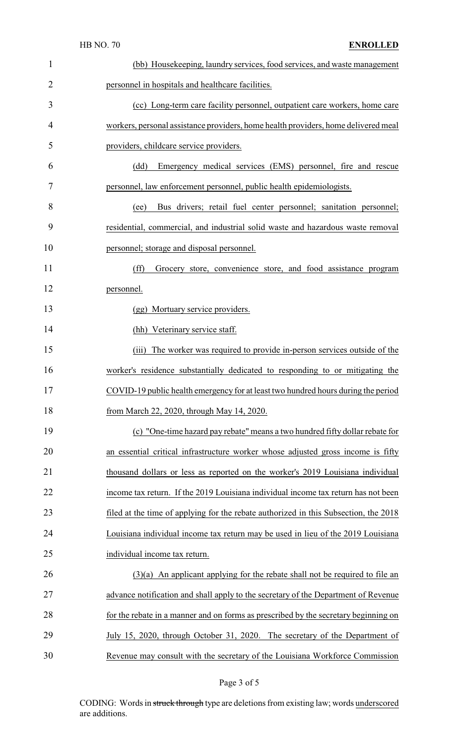(bb) Housekeeping, laundry services, food services, and waste management personnel in hospitals and healthcare facilities.

(cc) Long-term care facility personnel, outpatient care workers, home care workers, personal assistance providers, home health providers, home delivered meal providers, childcare service providers.

(dd) Emergency medical services (EMS) personnel, fire and rescue personnel, law enforcement personnel, public health epidemiologists.

(ee) Bus drivers; retail fuel center personnel; sanitation personnel; residential, commercial, and industrial solid waste and hazardous waste removal personnel; storage and disposal personnel.

(ff) Grocery store, convenience store, and food assistance program personnel.

(gg) Mortuary service providers.

(hh) Veterinary service staff.

(iii) The worker was required to provide in-person services outside of the worker's residence substantially dedicated to responding to or mitigating the COVID-19 public health emergency for at least two hundred hours during the period from March 22, 2020, through May 14, 2020.

(c) "One-time hazard pay rebate" means a two hundred fifty dollar rebate for an essential critical infrastructure worker whose adjusted gross income is fifty thousand dollars or less as reported on the worker's 2019 Louisiana individual income tax return. If the 2019 Louisiana individual income tax return has not been filed at the time of applying for the rebate authorized in this Subsection, the 2018 Louisiana individual income tax return may be used in lieu of the 2019 Louisiana individual income tax return.

(3)(a) An applicant applying for the rebate shall not be required to file an advance notification and shall apply to the secretary of the Department of Revenue for the rebate in a manner and on forms as prescribed by the secretary beginning on July 15, 2020, through October 31, 2020. The secretary of the Department of Revenue may consult with the secretary of the Louisiana Workforce Commission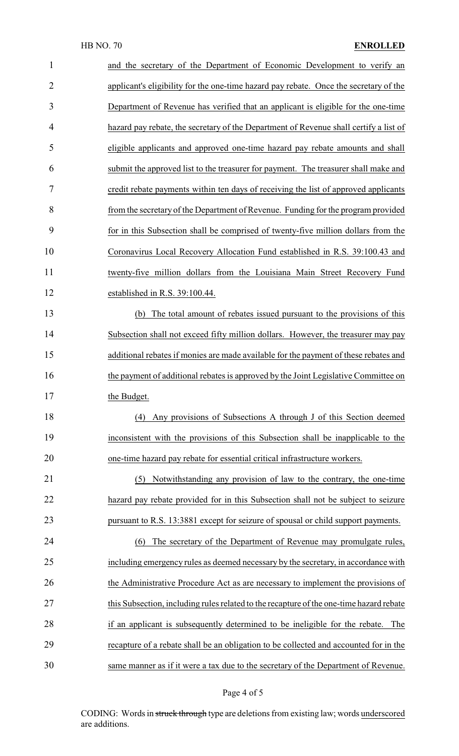and the secretary of the Department of Economic Development to verify an applicant's eligibility for the one-time hazard pay rebate. Once the secretary of the Department of Revenue has verified that an applicant is eligible for the one-time hazard pay rebate, the secretary of the Department of Revenue shall certify a list of eligible applicants and approved one-time hazard pay rebate amounts and shall submit the approved list to the treasurer for payment. The treasurer shall make and credit rebate payments within ten days of receiving the list of approved applicants from the secretary of the Department of Revenue. Funding for the program provided for in this Subsection shall be comprised of twenty-five million dollars from the Coronavirus Local Recovery Allocation Fund established in R.S. 39:100.43 and twenty-five million dollars from the Louisiana Main Street Recovery Fund established in R.S. 39:100.44.

(b) The total amount of rebates issued pursuant to the provisions of this Subsection shall not exceed fifty million dollars. However, the treasurer may pay additional rebates if monies are made available for the payment of these rebates and the payment of additional rebates is approved by the Joint Legislative Committee on the Budget.

(4) Any provisions of Subsections A through J of this Section deemed inconsistent with the provisions of this Subsection shall be inapplicable to the one-time hazard pay rebate for essential critical infrastructure workers.

(5) Notwithstanding any provision of law to the contrary, the one-time hazard pay rebate provided for in this Subsection shall not be subject to seizure pursuant to R.S. 13:3881 except for seizure of spousal or child support payments.

(6) The secretary of the Department of Revenue may promulgate rules, including emergency rules as deemed necessary by the secretary, in accordance with the Administrative Procedure Act as are necessary to implement the provisions of this Subsection, including rules related to the recapture of the one-time hazard rebate if an applicant is subsequently determined to be ineligible for the rebate. The recapture of a rebate shall be an obligation to be collected and accounted for in the same manner as if it were a tax due to the secretary of the Department of Revenue.

CODING: Words in ~~struck through~~ type are deletions from existing law; words underscored are additions.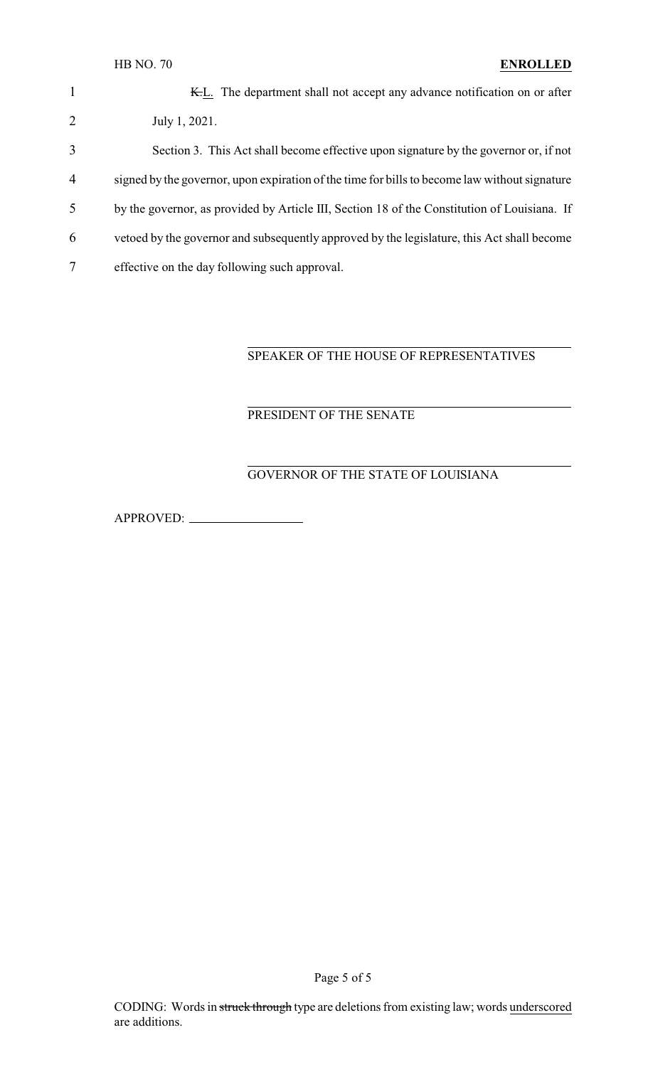~~K.~~L. The department shall not accept any advance notification on or after July 1, 2021.

Section 3. This Act shall become effective upon signature by the governor or, if not signed by the governor, upon expiration of the time for bills to become law without signature by the governor, as provided by Article III, Section 18 of the Constitution of Louisiana. If vetoed by the governor and subsequently approved by the legislature, this Act shall become effective on the day following such approval.

SPEAKER OF THE HOUSE OF REPRESENTATIVES

PRESIDENT OF THE SENATE

GOVERNOR OF THE STATE OF LOUISIANA

APPROVED: ____________________

CODING: Words in ~~struck through~~ type are deletions from existing law; words underscored are additions.